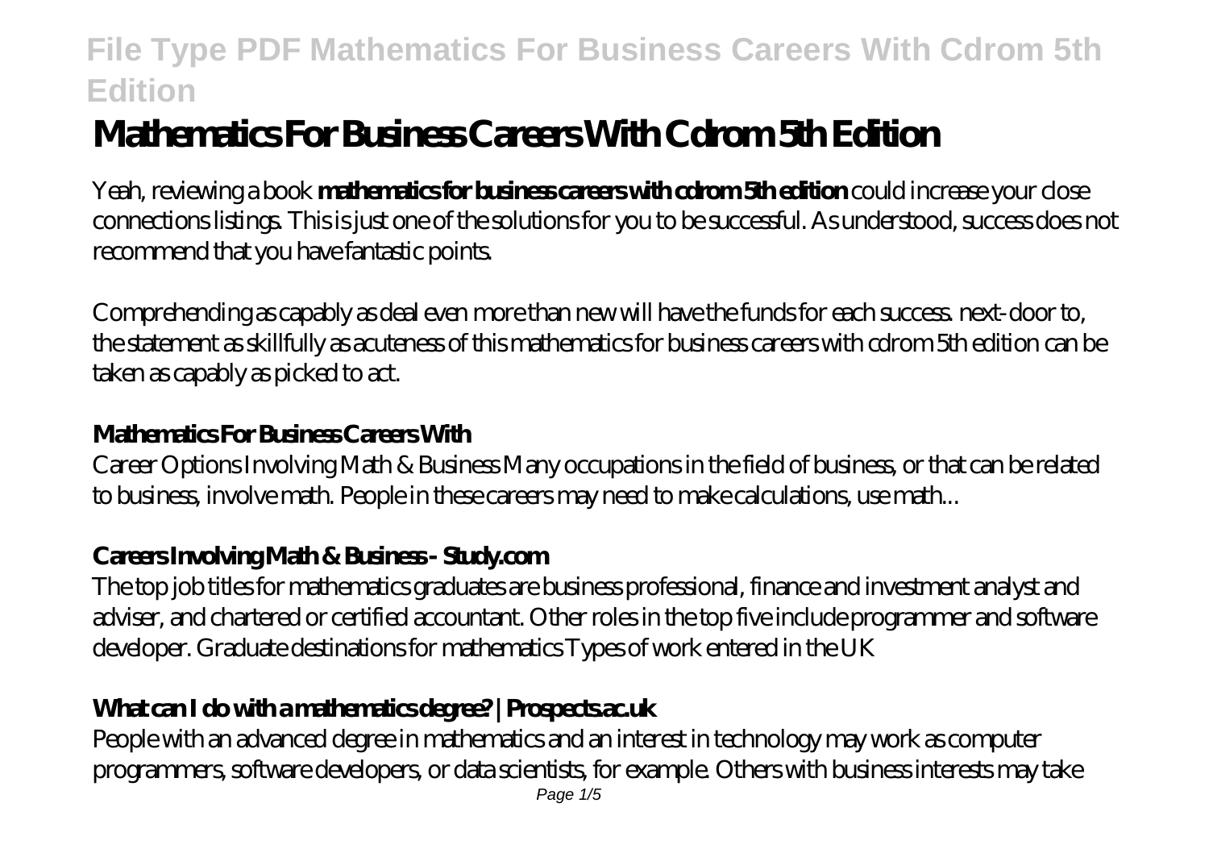# Mathematics For Business Careers With Cdrom 5th Edition

Yeah, reviewing a book **mathematics for business careers with cdrom 5th edition** could increase your close connections listings. This is just one of the solutions for you to be successful. As understood, success does not recommend that you have fantastic points.

Comprehending as capably as deal even more than new will have the funds for each success. next-door to, the statement as skillfully as acuteness of this mathematics for business careers with cdrom 5th edition can be taken as capably as picked to act.

### Mathematics For Business Careers With

Career Options Involving Math & Business Many occupations in the field of business, or that can be related to business, involve math. People in these careers may need to make calculations, use math...

### Careers Involving Math & Business - Study.com

The top job titles for mathematics graduates are business professional, finance and investment analyst and adviser, and chartered or certified accountant. Other roles in the top five include programmer and software developer. Graduate destinations for mathematics Types of work entered in the UK

### What can I do with a mathematics degree? | Prospects.ac.uk

People with an advanced degree in mathematics and an interest in technology may work as computer programmers, software developers, or data scientists, for example. Others with business interests may take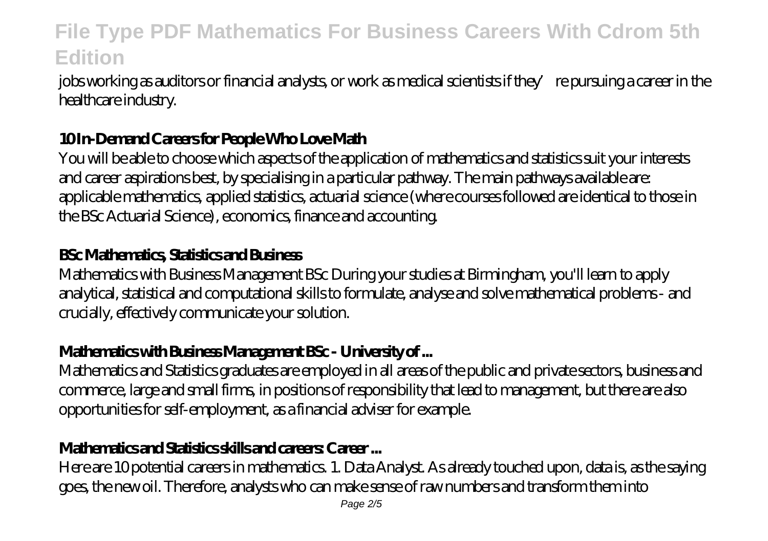jobs working as auditors or financial analysts, or work as medical scientists if they're pursuing a career in the healthcare industry.

### 10 In-Demand Careers for People Who Love Math

You will be able to choose which aspects of the application of mathematics and statistics suit your interests and career aspirations best, by specialising in a particular pathway. The main pathways available are: applicable mathematics, applied statistics, actuarial science (where courses followed are identical to those in the BSc Actuarial Science), economics, finance and accounting.

### BSc Mathematics, Statistics and Business

Mathematics with Business Management BSc During your studies at Birmingham, you'll learn to apply analytical, statistical and computational skills to formulate, analyse and solve mathematical problems - and crucially, effectively communicate your solution.

### Mathematics with Business Management BSc - University of ...

Mathematics and Statistics graduates are employed in all areas of the public and private sectors, business and commerce, large and small firms, in positions of responsibility that lead to management, but there are also opportunities for self-employment, as a financial adviser for example.

### Mathematics and Statistics skills and careers: Career ...

Here are 10 potential careers in mathematics. 1. Data Analyst. As already touched upon, data is, as the saying goes, the new oil. Therefore, analysts who can make sense of raw numbers and transform them into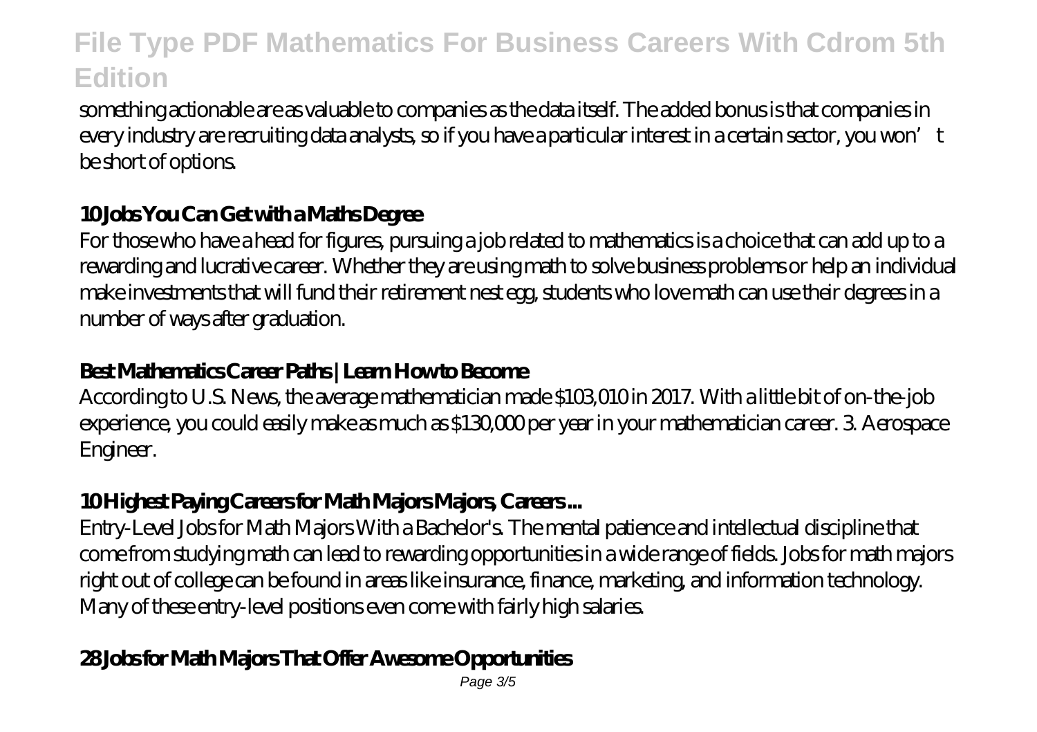something actionable are as valuable to companies as the data itself. The added bonus is that companies in every industry are recruiting data analysts, so if you have a particular interest in a certain sector, you won't be short of options.

## 10 Jobs You Can Get with a Maths Degree

For those who have a head for figures, pursuing a job related to mathematics is a choice that can add up to a rewarding and lucrative career. Whether they are using math to solve business problems or help an individual make investments that will fund their retirement nest egg, students who love math can use their degrees in a number of ways after graduation.

## Best Mathematics Career Paths | Learn How to Become

According to U.S. News, the average mathematician made $103,010 in 2017. With a little bit of on-the-job experience, you could easily make as much as $130,000 per year in your mathematician career. 3. Aerospace Engineer.

## 10 Highest Paying Careers for Math Majors Majors, Careers ...

Entry-Level Jobs for Math Majors With a Bachelor's. The mental patience and intellectual discipline that come from studying math can lead to rewarding opportunities in a wide range of fields. Jobs for math majors right out of college can be found in areas like insurance, finance, marketing, and information technology. Many of these entry-level positions even come with fairly high salaries.

## 28 Jobs for Math Majors That Offer Awesome Opportunities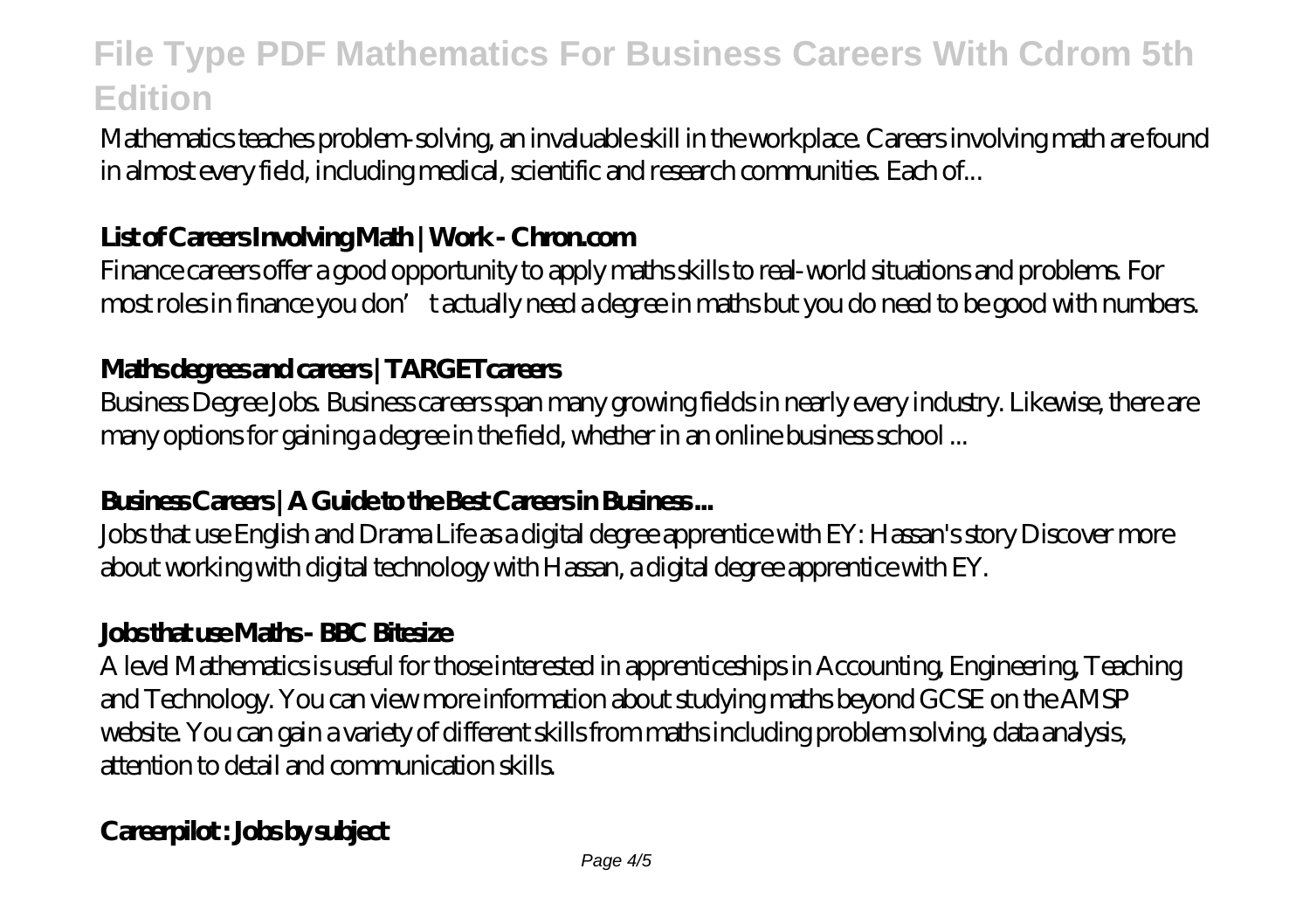Mathematics teaches problem-solving, an invaluable skill in the workplace. Careers involving math are found in almost every field, including medical, scientific and research communities. Each of...

### List of Careers Involving Math | Work - Chron.com

Finance careers offer a good opportunity to apply maths skills to real-world situations and problems. For most roles in finance you don't actually need a degree in maths but you do need to be good with numbers.

### Maths degrees and careers | TARGETcareers

Business Degree Jobs. Business careers span many growing fields in nearly every industry. Likewise, there are many options for gaining a degree in the field, whether in an online business school ...

### Business Careers | A Guide to the Best Careers in Business ...

Jobs that use English and Drama Life as a digital degree apprentice with EY: Hassan's story Discover more about working with digital technology with Hassan, a digital degree apprentice with EY.

### Jobs that use Maths - BBC Bitesize

A level Mathematics is useful for those interested in apprenticeships in Accounting, Engineering, Teaching and Technology. You can view more information about studying maths beyond GCSE on the AMSP website. You can gain a variety of different skills from maths including problem solving, data analysis, attention to detail and communication skills.

### Careerpilot : Jobs by subject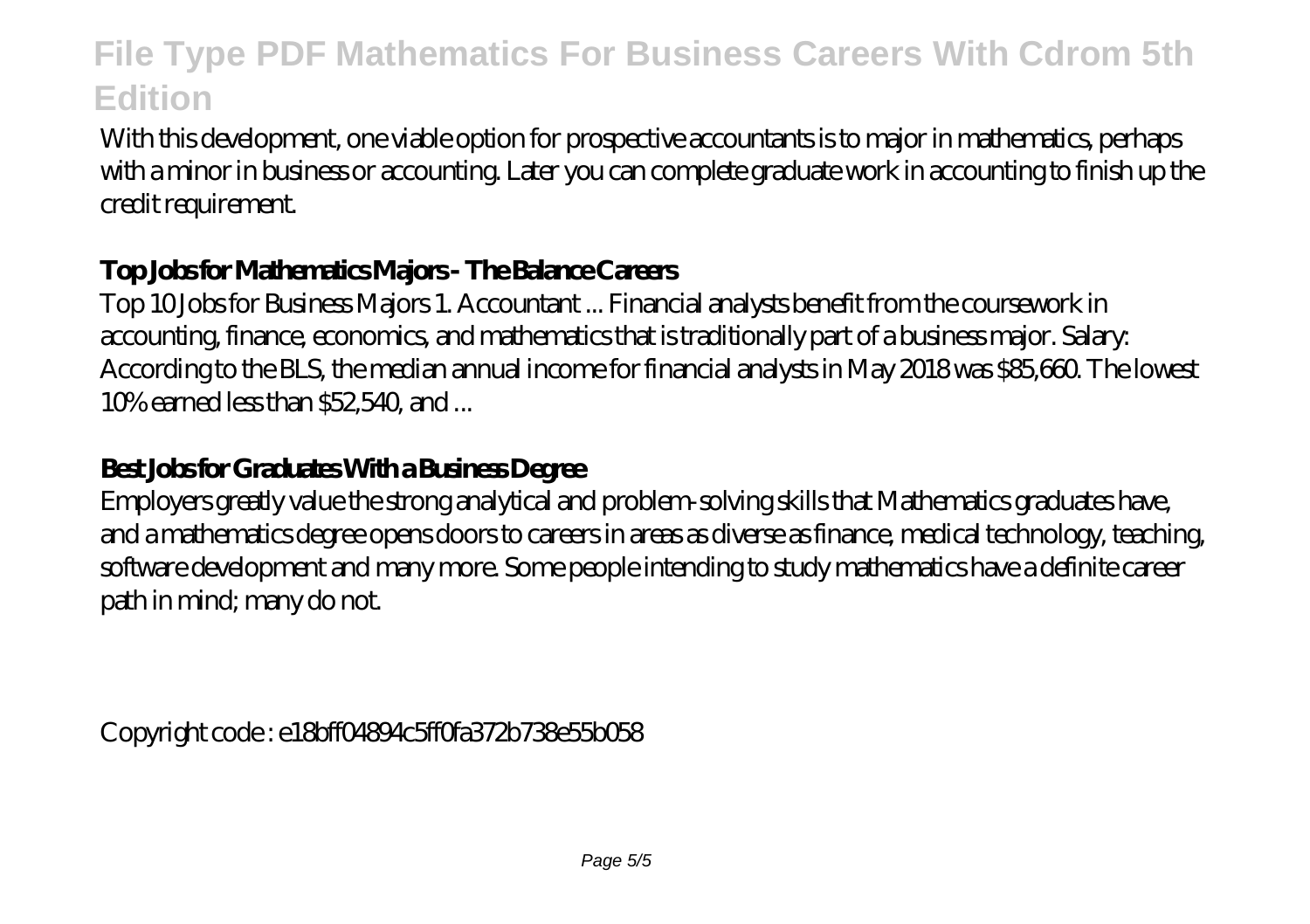With this development, one viable option for prospective accountants is to major in mathematics, perhaps with a minor in business or accounting. Later you can complete graduate work in accounting to finish up the credit requirement.

**Top Jobs for Mathematics Majors - The Balance Careers**

Top 10 Jobs for Business Majors 1. Accountant ... Financial analysts benefit from the coursework in accounting, finance, economics, and mathematics that is traditionally part of a business major. Salary: According to the BLS, the median annual income for financial analysts in May 2018 was $85,660. The lowest 10% earned less than $52,540, and ...

**Best Jobs for Graduates With a Business Degree**

Employers greatly value the strong analytical and problem-solving skills that Mathematics graduates have, and a mathematics degree opens doors to careers in areas as diverse as finance, medical technology, teaching, software development and many more. Some people intending to study mathematics have a definite career path in mind; many do not.

Copyright code : e18bff04894c5ff0fa372b738e55b058